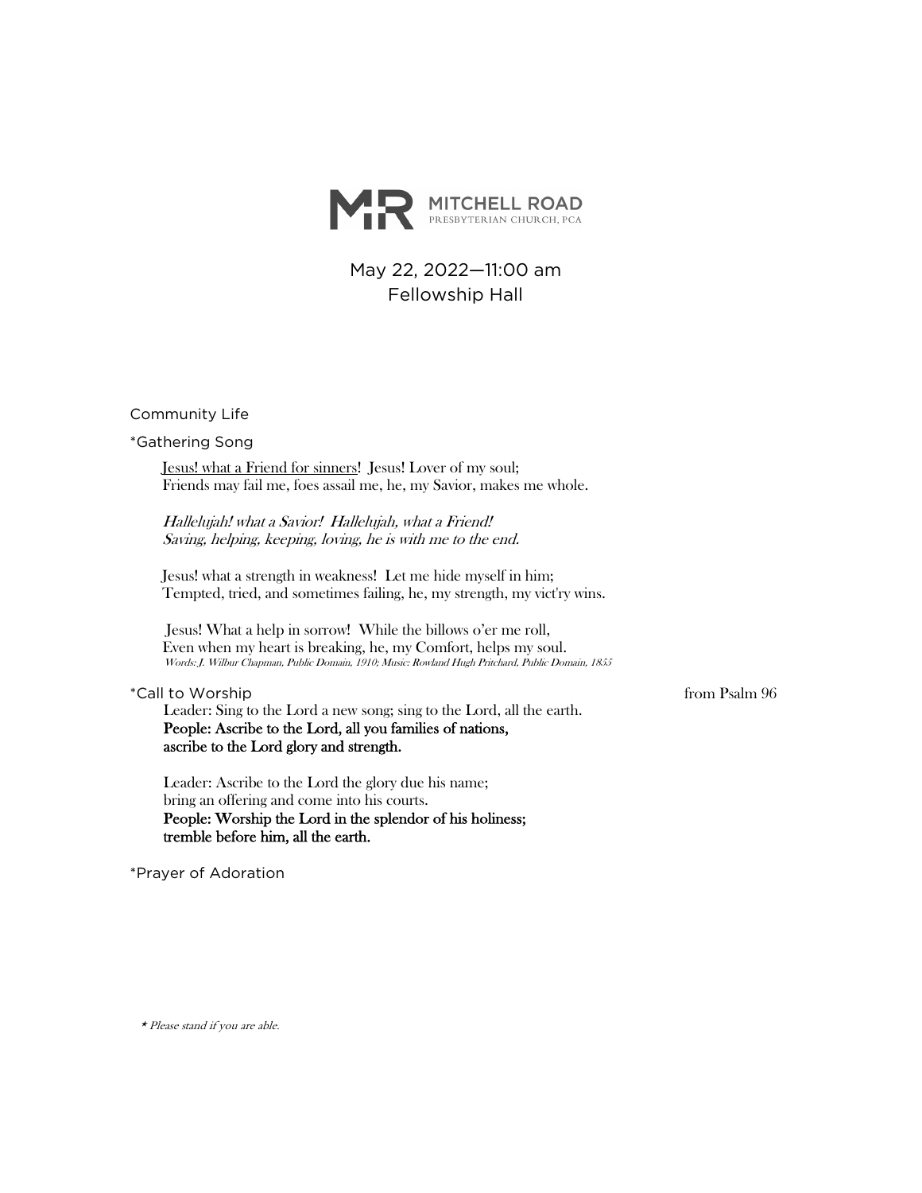# MITCHELL ROAD
PRESBYTERIAN CHURCH, PCA

May 22, 2022—11:00 am
Fellowship Hall

Community Life

*Gathering Song

Jesus! what a Friend for sinners! Jesus! Lover of my soul;
Friends may fail me, foes assail me, he, my Savior, makes me whole.

*Hallelujah! what a Savior! Hallelujah, what a Friend!*
*Saving, helping, keeping, loving, he is with me to the end.*

Jesus! what a strength in weakness! Let me hide myself in him;
Tempted, tried, and sometimes failing, he, my strength, my vict'ry wins.

Jesus! What a help in sorrow! While the billows o'er me roll,
Even when my heart is breaking, he, my Comfort, helps my soul.
*Words: J. Wilbur Chapman, Public Domain, 1910; Music: Rowland Hugh Pritchard, Public Domain, 1855*

*Call to Worship — from Psalm 96

Leader: Sing to the Lord a new song; sing to the Lord, all the earth.
**People: Ascribe to the Lord, all you families of nations,**
**ascribe to the Lord glory and strength.**

Leader: Ascribe to the Lord the glory due his name;
bring an offering and come into his courts.
**People: Worship the Lord in the splendor of his holiness;**
**tremble before him, all the earth.**

*Prayer of Adoration

*\* Please stand if you are able.*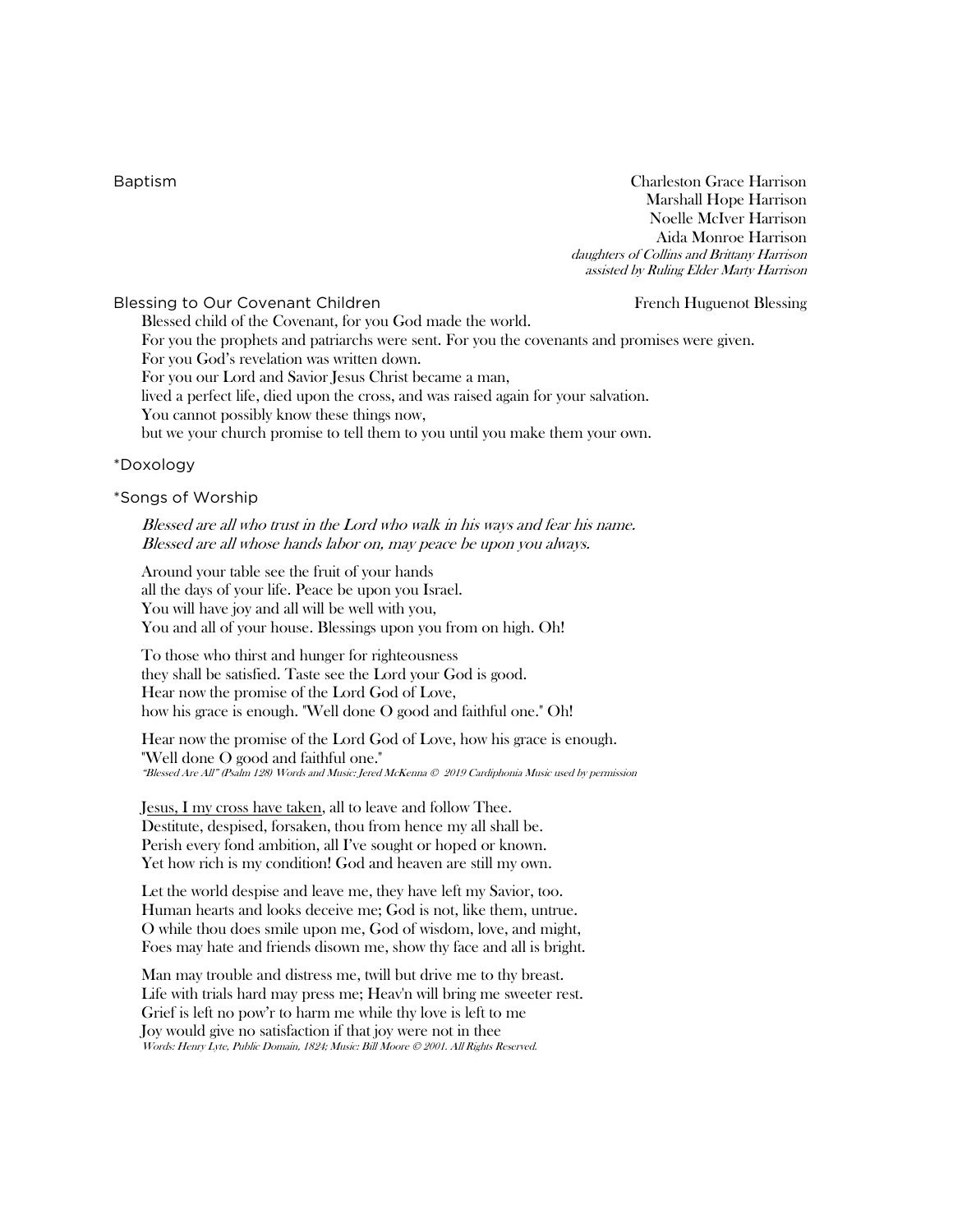Baptism

Charleston Grace Harrison
Marshall Hope Harrison
Noelle McIver Harrison
Aida Monroe Harrison
*daughters of Collins and Brittany Harrison*
*assisted by Ruling Elder Marty Harrison*

Blessing to Our Covenant Children — French Huguenot Blessing

Blessed child of the Covenant, for you God made the world.
For you the prophets and patriarchs were sent. For you the covenants and promises were given.
For you God's revelation was written down.
For you our Lord and Savior Jesus Christ became a man,
lived a perfect life, died upon the cross, and was raised again for your salvation.
You cannot possibly know these things now,
but we your church promise to tell them to you until you make them your own.

*Doxology

*Songs of Worship

*Blessed are all who trust in the Lord who walk in his ways and fear his name.*
*Blessed are all whose hands labor on, may peace be upon you always.*

Around your table see the fruit of your hands
all the days of your life. Peace be upon you Israel.
You will have joy and all will be well with you,
You and all of your house. Blessings upon you from on high. Oh!

To those who thirst and hunger for righteousness
they shall be satisfied. Taste see the Lord your God is good.
Hear now the promise of the Lord God of Love,
how his grace is enough. "Well done O good and faithful one." Oh!

Hear now the promise of the Lord God of Love, how his grace is enough.
"Well done O good and faithful one."
*"Blessed Are All" (Psalm 128) Words and Music: Jered McKenna © 2019 Cardiphonia Music used by permission*

Jesus, I my cross have taken, all to leave and follow Thee.
Destitute, despised, forsaken, thou from hence my all shall be.
Perish every fond ambition, all I've sought or hoped or known.
Yet how rich is my condition! God and heaven are still my own.

Let the world despise and leave me, they have left my Savior, too.
Human hearts and looks deceive me; God is not, like them, untrue.
O while thou does smile upon me, God of wisdom, love, and might,
Foes may hate and friends disown me, show thy face and all is bright.

Man may trouble and distress me, twill but drive me to thy breast.
Life with trials hard may press me; Heav'n will bring me sweeter rest.
Grief is left no pow'r to harm me while thy love is left to me
Joy would give no satisfaction if that joy were not in thee
*Words: Henry Lyte, Public Domain, 1824; Music: Bill Moore © 2001. All Rights Reserved.*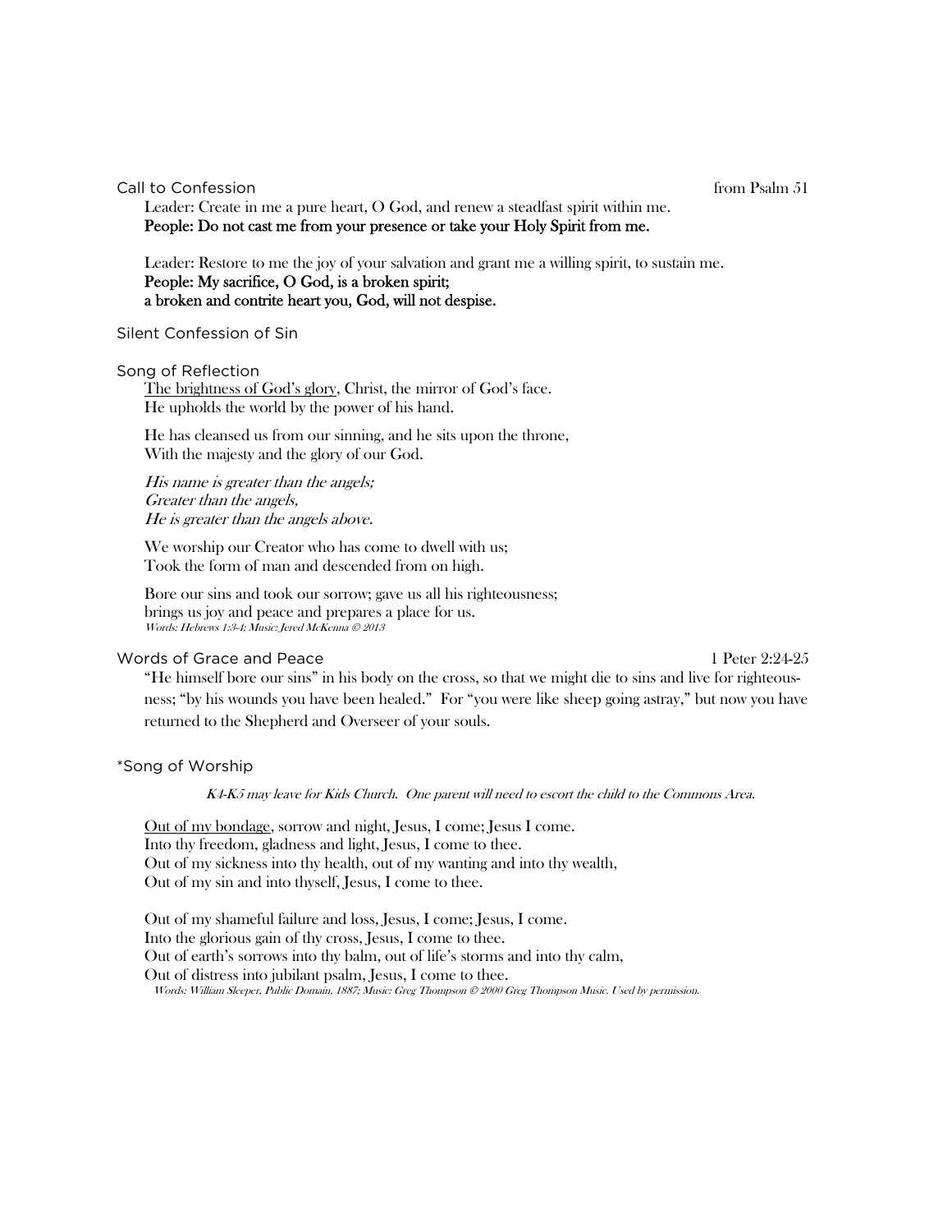### Call to Confession — from Psalm 51

Leader: Create in me a pure heart, O God, and renew a steadfast spirit within me.
**People: Do not cast me from your presence or take your Holy Spirit from me.**

Leader: Restore to me the joy of your salvation and grant me a willing spirit, to sustain me.
**People: My sacrifice, O God, is a broken spirit;**
**a broken and contrite heart you, God, will not despise.**

### Silent Confession of Sin

### Song of Reflection

<u>The brightness of God's glory</u>, Christ, the mirror of God's face.
He upholds the world by the power of his hand.

He has cleansed us from our sinning, and he sits upon the throne,
With the majesty and the glory of our God.

*His name is greater than the angels;*
*Greater than the angels,*
*He is greater than the angels above.*

We worship our Creator who has come to dwell with us;
Took the form of man and descended from on high.

Bore our sins and took our sorrow; gave us all his righteousness;
brings us joy and peace and prepares a place for us.
*Words: Hebrews 1:3-4; Music: Jered McKenna © 2013*

### Words of Grace and Peace — 1 Peter 2:24-25

"He himself bore our sins" in his body on the cross, so that we might die to sins and live for righteousness; "by his wounds you have been healed." For "you were like sheep going astray," but now you have returned to the Shepherd and Overseer of your souls.

### *Song of Worship

*K4-K5 may leave for Kids Church. One parent will need to escort the child to the Commons Area.*

<u>Out of my bondage</u>, sorrow and night, Jesus, I come; Jesus I come.
Into thy freedom, gladness and light, Jesus, I come to thee.
Out of my sickness into thy health, out of my wanting and into thy wealth,
Out of my sin and into thyself, Jesus, I come to thee.

Out of my shameful failure and loss, Jesus, I come; Jesus, I come.
Into the glorious gain of thy cross, Jesus, I come to thee.
Out of earth's sorrows into thy balm, out of life's storms and into thy calm,
Out of distress into jubilant psalm, Jesus, I come to thee.
*Words: William Sleeper, Public Domain, 1887; Music: Greg Thompson © 2000 Greg Thompson Music. Used by permission.*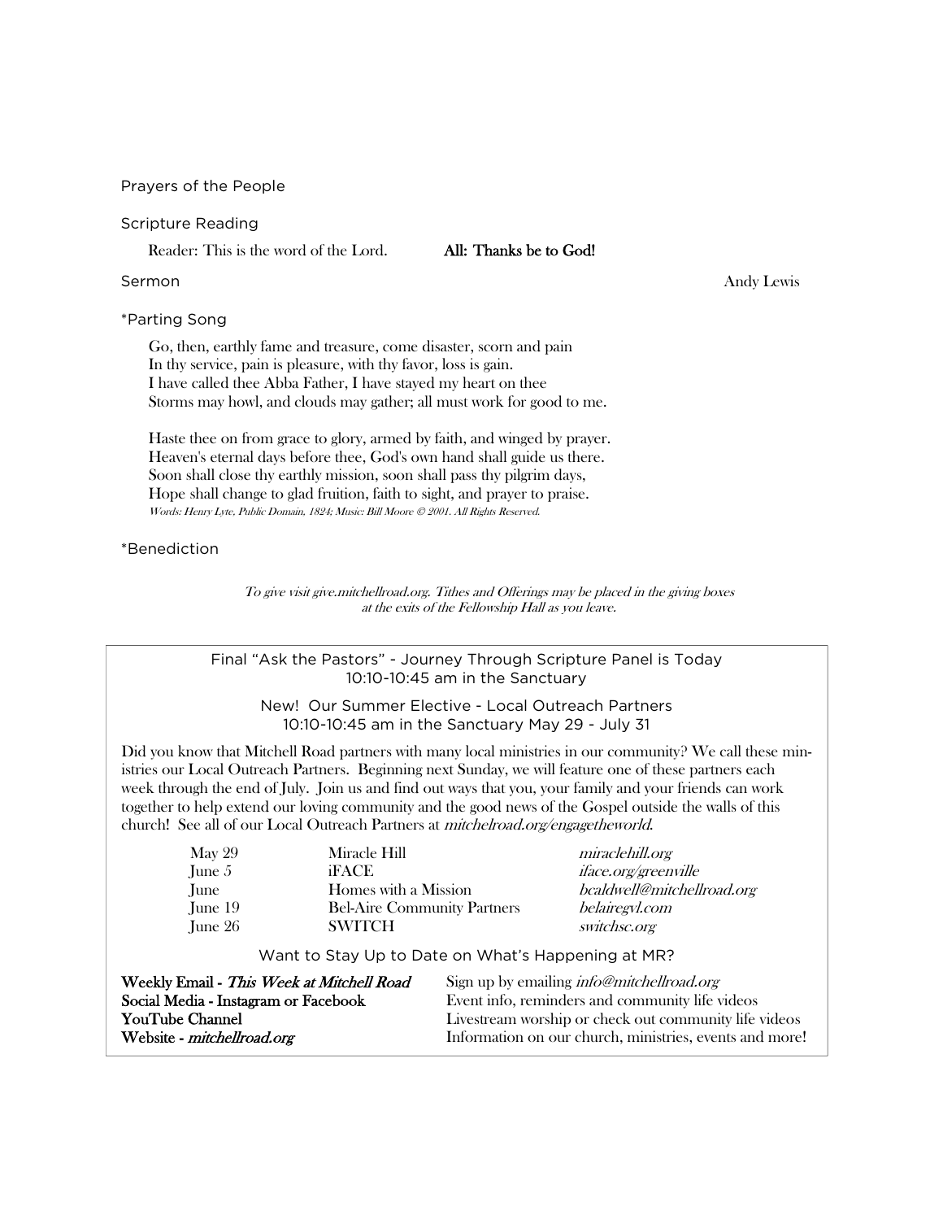Prayers of the People

Scripture Reading

Reader: This is the word of the Lord. **All: Thanks be to God!**

Sermon Andy Lewis

*Parting Song

Go, then, earthly fame and treasure, come disaster, scorn and pain
In thy service, pain is pleasure, with thy favor, loss is gain.
I have called thee Abba Father, I have stayed my heart on thee
Storms may howl, and clouds may gather; all must work for good to me.

Haste thee on from grace to glory, armed by faith, and winged by prayer.
Heaven's eternal days before thee, God's own hand shall guide us there.
Soon shall close thy earthly mission, soon shall pass thy pilgrim days,
Hope shall change to glad fruition, faith to sight, and prayer to praise.
*Words: Henry Lyte, Public Domain, 1824; Music: Bill Moore © 2001. All Rights Reserved.*

*Benediction

*To give visit give.mitchellroad.org. Tithes and Offerings may be placed in the giving boxes at the exits of the Fellowship Hall as you leave.*

Final "Ask the Pastors" - Journey Through Scripture Panel is Today
10:10-10:45 am in the Sanctuary

New! Our Summer Elective - Local Outreach Partners
10:10-10:45 am in the Sanctuary May 29 - July 31

Did you know that Mitchell Road partners with many local ministries in our community? We call these ministries our Local Outreach Partners. Beginning next Sunday, we will feature one of these partners each week through the end of July. Join us and find out ways that you, your family and your friends can work together to help extend our loving community and the good news of the Gospel outside the walls of this church! See all of our Local Outreach Partners at *mitchelroad.org/engagetheworld*.

| | | |
|---|---|---|
| May 29 | Miracle Hill | *miraclehill.org* |
| June 5 | iFACE | *iface.org/greenville* |
| June | Homes with a Mission | *bcaldwell@mitchellroad.org* |
| June 19 | Bel-Aire Community Partners | *belairegvl.com* |
| June 26 | SWITCH | *switchsc.org* |

Want to Stay Up to Date on What's Happening at MR?

| | |
|---|---|
| **Weekly Email - *This Week at Mitchell Road*** | Sign up by emailing *info@mitchellroad.org* |
| **Social Media - Instagram or Facebook** | Event info, reminders and community life videos |
| **YouTube Channel** | Livestream worship or check out community life videos |
| **Website - *mitchellroad.org*** | Information on our church, ministries, events and more! |